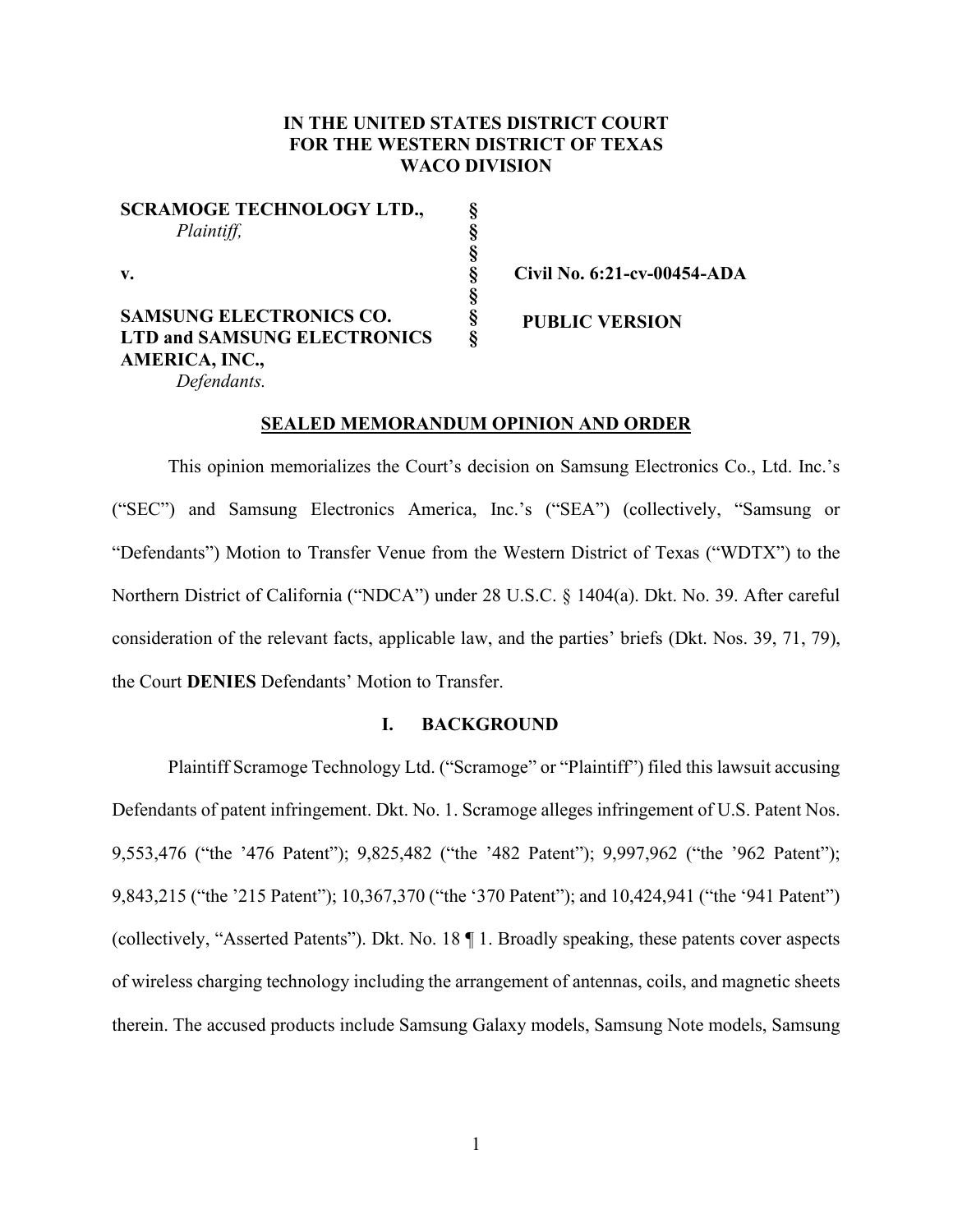**IN THE UNITED STATES DISTRICT COURT**
**FOR THE WESTERN DISTRICT OF TEXAS**
**WACO DIVISION**

| | | |
|---|---|---|
| **SCRAMOGE TECHNOLOGY LTD.,** *Plaintiff,* | § | |
| | § | |
| **v.** | § | **Civil No. 6:21-cv-00454-ADA** |
| | § | |
| **SAMSUNG ELECTRONICS CO. LTD and SAMSUNG ELECTRONICS AMERICA, INC.,** *Defendants.* | § | **PUBLIC VERSION** |

**SEALED MEMORANDUM OPINION AND ORDER**

This opinion memorializes the Court's decision on Samsung Electronics Co., Ltd. Inc.'s ("SEC") and Samsung Electronics America, Inc.'s ("SEA") (collectively, "Samsung or "Defendants") Motion to Transfer Venue from the Western District of Texas ("WDTX") to the Northern District of California ("NDCA") under 28 U.S.C. § 1404(a). Dkt. No. 39. After careful consideration of the relevant facts, applicable law, and the parties' briefs (Dkt. Nos. 39, 71, 79), the Court **DENIES** Defendants' Motion to Transfer.

## I. BACKGROUND

Plaintiff Scramoge Technology Ltd. ("Scramoge" or "Plaintiff") filed this lawsuit accusing Defendants of patent infringement. Dkt. No. 1. Scramoge alleges infringement of U.S. Patent Nos. 9,553,476 ("the '476 Patent"); 9,825,482 ("the '482 Patent"); 9,997,962 ("the '962 Patent"); 9,843,215 ("the '215 Patent"); 10,367,370 ("the '370 Patent"); and 10,424,941 ("the '941 Patent") (collectively, "Asserted Patents"). Dkt. No. 18 ¶ 1. Broadly speaking, these patents cover aspects of wireless charging technology including the arrangement of antennas, coils, and magnetic sheets therein. The accused products include Samsung Galaxy models, Samsung Note models, Samsung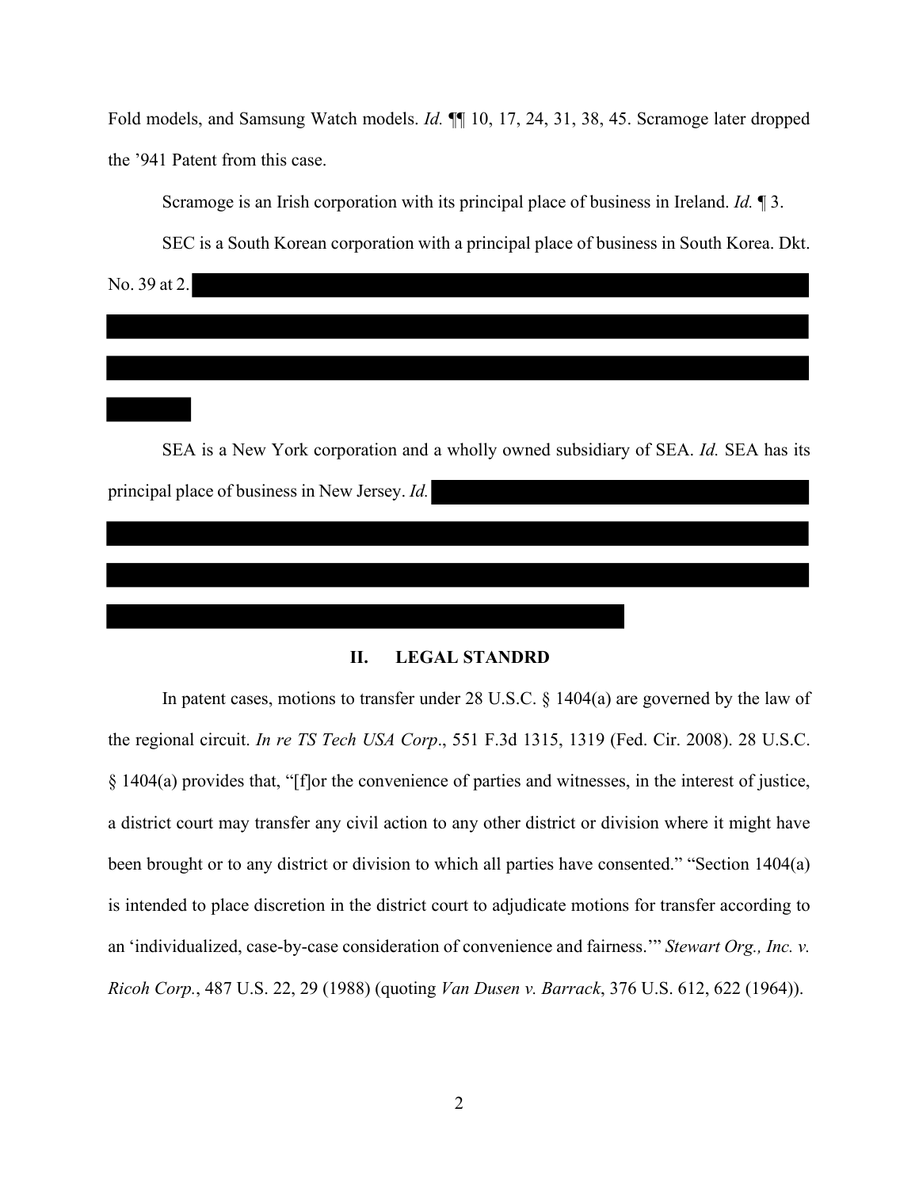Fold models, and Samsung Watch models. *Id.* ¶¶ 10, 17, 24, 31, 38, 45. Scramoge later dropped the '941 Patent from this case.

Scramoge is an Irish corporation with its principal place of business in Ireland. *Id.* ¶ 3.

SEC is a South Korean corporation with a principal place of business in South Korea. Dkt. No. 39 at 2.

SEA is a New York corporation and a wholly owned subsidiary of SEA. *Id.* SEA has its principal place of business in New Jersey. *Id.*

## II. LEGAL STANDRD

In patent cases, motions to transfer under 28 U.S.C. § 1404(a) are governed by the law of the regional circuit. *In re TS Tech USA Corp*., 551 F.3d 1315, 1319 (Fed. Cir. 2008). 28 U.S.C. § 1404(a) provides that, "[f]or the convenience of parties and witnesses, in the interest of justice, a district court may transfer any civil action to any other district or division where it might have been brought or to any district or division to which all parties have consented." "Section 1404(a) is intended to place discretion in the district court to adjudicate motions for transfer according to an 'individualized, case-by-case consideration of convenience and fairness.'" *Stewart Org., Inc. v. Ricoh Corp.*, 487 U.S. 22, 29 (1988) (quoting *Van Dusen v. Barrack*, 376 U.S. 612, 622 (1964)).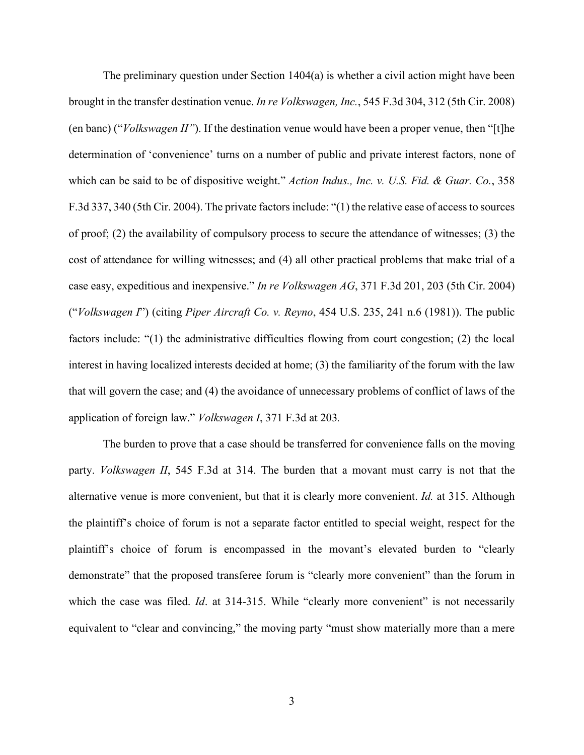The preliminary question under Section 1404(a) is whether a civil action might have been brought in the transfer destination venue. *In re Volkswagen, Inc.*, 545 F.3d 304, 312 (5th Cir. 2008) (en banc) ("*Volkswagen II"*). If the destination venue would have been a proper venue, then "[t]he determination of 'convenience' turns on a number of public and private interest factors, none of which can be said to be of dispositive weight." *Action Indus., Inc. v. U.S. Fid. & Guar. Co.*, 358 F.3d 337, 340 (5th Cir. 2004). The private factors include: "(1) the relative ease of access to sources of proof; (2) the availability of compulsory process to secure the attendance of witnesses; (3) the cost of attendance for willing witnesses; and (4) all other practical problems that make trial of a case easy, expeditious and inexpensive." *In re Volkswagen AG*, 371 F.3d 201, 203 (5th Cir. 2004) ("*Volkswagen I*") (citing *Piper Aircraft Co. v. Reyno*, 454 U.S. 235, 241 n.6 (1981)). The public factors include: "(1) the administrative difficulties flowing from court congestion; (2) the local interest in having localized interests decided at home; (3) the familiarity of the forum with the law that will govern the case; and (4) the avoidance of unnecessary problems of conflict of laws of the application of foreign law." *Volkswagen I*, 371 F.3d at 203.

The burden to prove that a case should be transferred for convenience falls on the moving party. *Volkswagen II*, 545 F.3d at 314. The burden that a movant must carry is not that the alternative venue is more convenient, but that it is clearly more convenient. *Id.* at 315. Although the plaintiff's choice of forum is not a separate factor entitled to special weight, respect for the plaintiff's choice of forum is encompassed in the movant's elevated burden to "clearly demonstrate" that the proposed transferee forum is "clearly more convenient" than the forum in which the case was filed. *Id*. at 314-315. While "clearly more convenient" is not necessarily equivalent to "clear and convincing," the moving party "must show materially more than a mere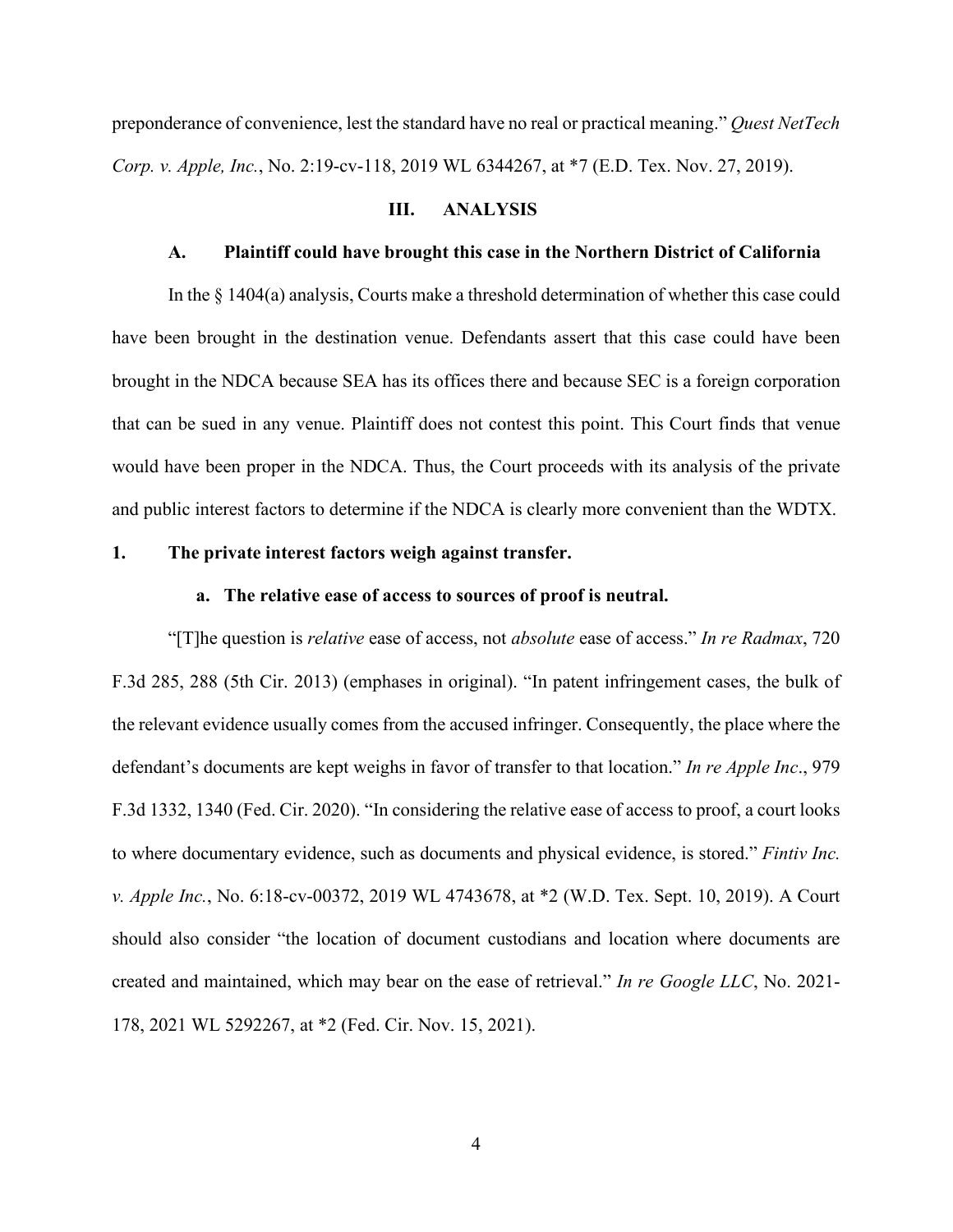preponderance of convenience, lest the standard have no real or practical meaning." *Quest NetTech Corp. v. Apple, Inc.*, No. 2:19-cv-118, 2019 WL 6344267, at *7 (E.D. Tex. Nov. 27, 2019).

## III. ANALYSIS

### A. Plaintiff could have brought this case in the Northern District of California

In the § 1404(a) analysis, Courts make a threshold determination of whether this case could have been brought in the destination venue. Defendants assert that this case could have been brought in the NDCA because SEA has its offices there and because SEC is a foreign corporation that can be sued in any venue. Plaintiff does not contest this point. This Court finds that venue would have been proper in the NDCA. Thus, the Court proceeds with its analysis of the private and public interest factors to determine if the NDCA is clearly more convenient than the WDTX.

### 1. The private interest factors weigh against transfer.

#### a. The relative ease of access to sources of proof is neutral.

"[T]he question is *relative* ease of access, not *absolute* ease of access." *In re Radmax*, 720 F.3d 285, 288 (5th Cir. 2013) (emphases in original). "In patent infringement cases, the bulk of the relevant evidence usually comes from the accused infringer. Consequently, the place where the defendant's documents are kept weighs in favor of transfer to that location." *In re Apple Inc*., 979 F.3d 1332, 1340 (Fed. Cir. 2020). "In considering the relative ease of access to proof, a court looks to where documentary evidence, such as documents and physical evidence, is stored." *Fintiv Inc. v. Apple Inc.*, No. 6:18-cv-00372, 2019 WL 4743678, at *2 (W.D. Tex. Sept. 10, 2019). A Court should also consider "the location of document custodians and location where documents are created and maintained, which may bear on the ease of retrieval." *In re Google LLC*, No. 2021-178, 2021 WL 5292267, at *2 (Fed. Cir. Nov. 15, 2021).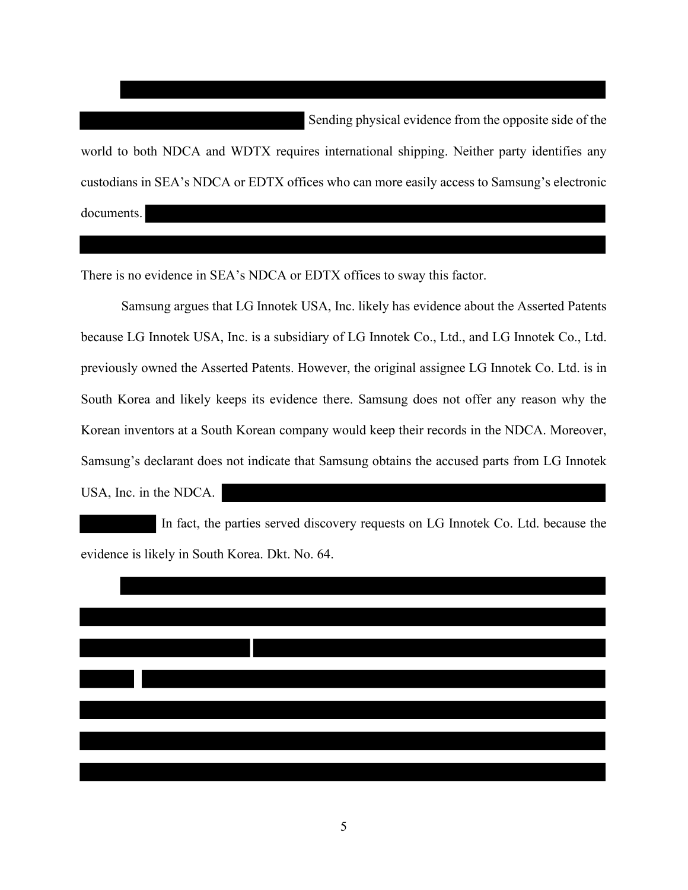Sending physical evidence from the opposite side of the world to both NDCA and WDTX requires international shipping. Neither party identifies any custodians in SEA's NDCA or EDTX offices who can more easily access to Samsung's electronic documents.

There is no evidence in SEA's NDCA or EDTX offices to sway this factor.

Samsung argues that LG Innotek USA, Inc. likely has evidence about the Asserted Patents because LG Innotek USA, Inc. is a subsidiary of LG Innotek Co., Ltd., and LG Innotek Co., Ltd. previously owned the Asserted Patents. However, the original assignee LG Innotek Co. Ltd. is in South Korea and likely keeps its evidence there. Samsung does not offer any reason why the Korean inventors at a South Korean company would keep their records in the NDCA. Moreover, Samsung's declarant does not indicate that Samsung obtains the accused parts from LG Innotek USA, Inc. in the NDCA.

In fact, the parties served discovery requests on LG Innotek Co. Ltd. because the evidence is likely in South Korea. Dkt. No. 64.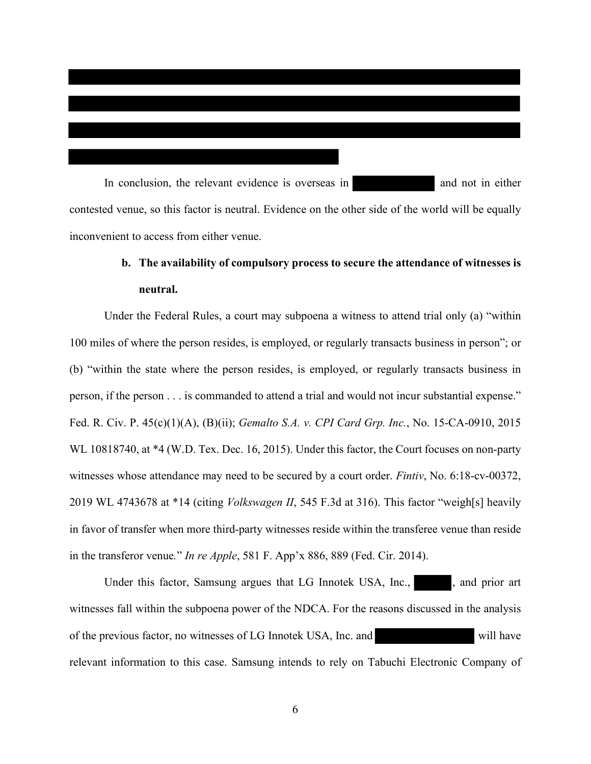In conclusion, the relevant evidence is overseas in [REDACTED] and not in either contested venue, so this factor is neutral. Evidence on the other side of the world will be equally inconvenient to access from either venue.

**b. The availability of compulsory process to secure the attendance of witnesses is neutral.**

Under the Federal Rules, a court may subpoena a witness to attend trial only (a) "within 100 miles of where the person resides, is employed, or regularly transacts business in person"; or (b) "within the state where the person resides, is employed, or regularly transacts business in person, if the person . . . is commanded to attend a trial and would not incur substantial expense." Fed. R. Civ. P. 45(c)(1)(A), (B)(ii); *Gemalto S.A. v. CPI Card Grp. Inc.*, No. 15-CA-0910, 2015 WL 10818740, at *4 (W.D. Tex. Dec. 16, 2015). Under this factor, the Court focuses on non-party witnesses whose attendance may need to be secured by a court order. *Fintiv*, No. 6:18-cv-00372, 2019 WL 4743678 at *14 (citing *Volkswagen II*, 545 F.3d at 316). This factor "weigh[s] heavily in favor of transfer when more third-party witnesses reside within the transferee venue than reside in the transferor venue." *In re Apple*, 581 F. App'x 886, 889 (Fed. Cir. 2014).

Under this factor, Samsung argues that LG Innotek USA, Inc., [REDACTED], and prior art witnesses fall within the subpoena power of the NDCA. For the reasons discussed in the analysis of the previous factor, no witnesses of LG Innotek USA, Inc. and [REDACTED] will have relevant information to this case. Samsung intends to rely on Tabuchi Electronic Company of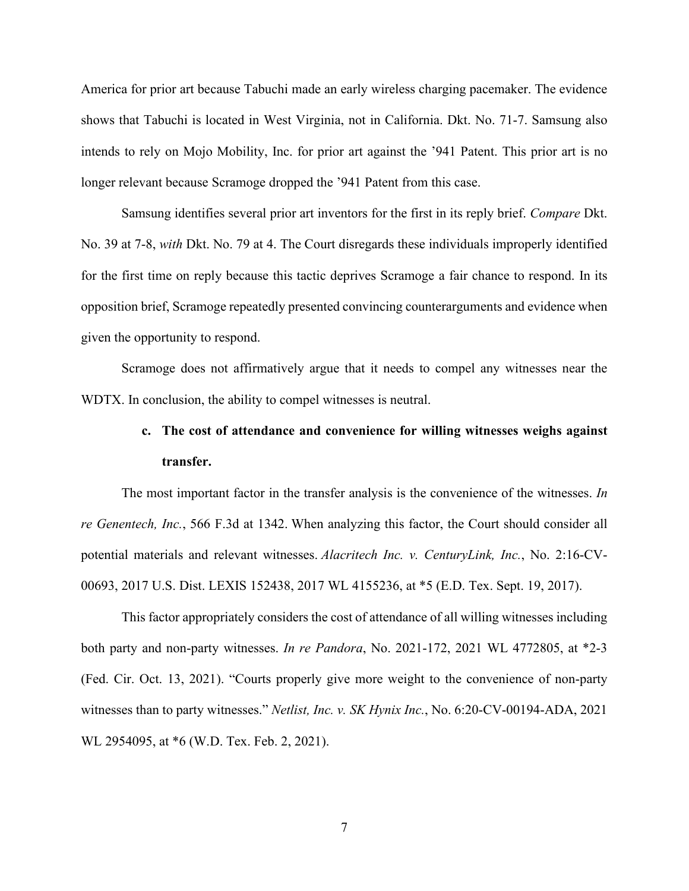America for prior art because Tabuchi made an early wireless charging pacemaker. The evidence shows that Tabuchi is located in West Virginia, not in California. Dkt. No. 71-7. Samsung also intends to rely on Mojo Mobility, Inc. for prior art against the '941 Patent. This prior art is no longer relevant because Scramoge dropped the '941 Patent from this case.

Samsung identifies several prior art inventors for the first in its reply brief. *Compare* Dkt. No. 39 at 7-8, *with* Dkt. No. 79 at 4. The Court disregards these individuals improperly identified for the first time on reply because this tactic deprives Scramoge a fair chance to respond. In its opposition brief, Scramoge repeatedly presented convincing counterarguments and evidence when given the opportunity to respond.

Scramoge does not affirmatively argue that it needs to compel any witnesses near the WDTX. In conclusion, the ability to compel witnesses is neutral.

**c. The cost of attendance and convenience for willing witnesses weighs against transfer.**

The most important factor in the transfer analysis is the convenience of the witnesses. *In re Genentech, Inc.*, 566 F.3d at 1342. When analyzing this factor, the Court should consider all potential materials and relevant witnesses. *Alacritech Inc. v. CenturyLink, Inc.*, No. 2:16-CV-00693, 2017 U.S. Dist. LEXIS 152438, 2017 WL 4155236, at *5 (E.D. Tex. Sept. 19, 2017).

This factor appropriately considers the cost of attendance of all willing witnesses including both party and non-party witnesses. *In re Pandora*, No. 2021-172, 2021 WL 4772805, at *2-3 (Fed. Cir. Oct. 13, 2021). "Courts properly give more weight to the convenience of non-party witnesses than to party witnesses." *Netlist, Inc. v. SK Hynix Inc.*, No. 6:20-CV-00194-ADA, 2021 WL 2954095, at *6 (W.D. Tex. Feb. 2, 2021).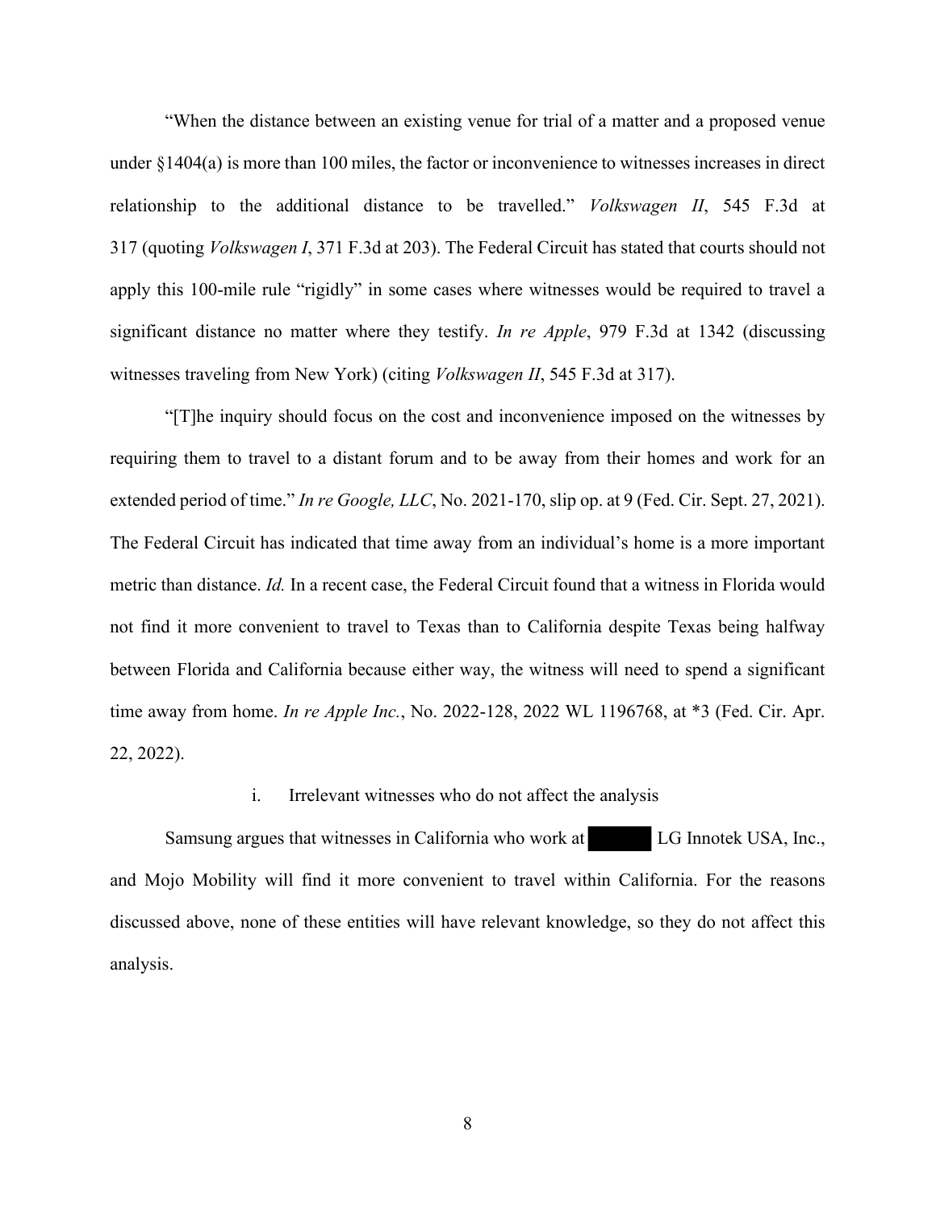"When the distance between an existing venue for trial of a matter and a proposed venue under §1404(a) is more than 100 miles, the factor or inconvenience to witnesses increases in direct relationship to the additional distance to be travelled." *Volkswagen II*, 545 F.3d at 317 (quoting *Volkswagen I*, 371 F.3d at 203). The Federal Circuit has stated that courts should not apply this 100-mile rule "rigidly" in some cases where witnesses would be required to travel a significant distance no matter where they testify. *In re Apple*, 979 F.3d at 1342 (discussing witnesses traveling from New York) (citing *Volkswagen II*, 545 F.3d at 317).

"[T]he inquiry should focus on the cost and inconvenience imposed on the witnesses by requiring them to travel to a distant forum and to be away from their homes and work for an extended period of time." *In re Google, LLC*, No. 2021-170, slip op. at 9 (Fed. Cir. Sept. 27, 2021). The Federal Circuit has indicated that time away from an individual's home is a more important metric than distance. *Id.* In a recent case, the Federal Circuit found that a witness in Florida would not find it more convenient to travel to Texas than to California despite Texas being halfway between Florida and California because either way, the witness will need to spend a significant time away from home. *In re Apple Inc.*, No. 2022-128, 2022 WL 1196768, at *3 (Fed. Cir. Apr. 22, 2022).

i. Irrelevant witnesses who do not affect the analysis

Samsung argues that witnesses in California who work at ██████ LG Innotek USA, Inc., and Mojo Mobility will find it more convenient to travel within California. For the reasons discussed above, none of these entities will have relevant knowledge, so they do not affect this analysis.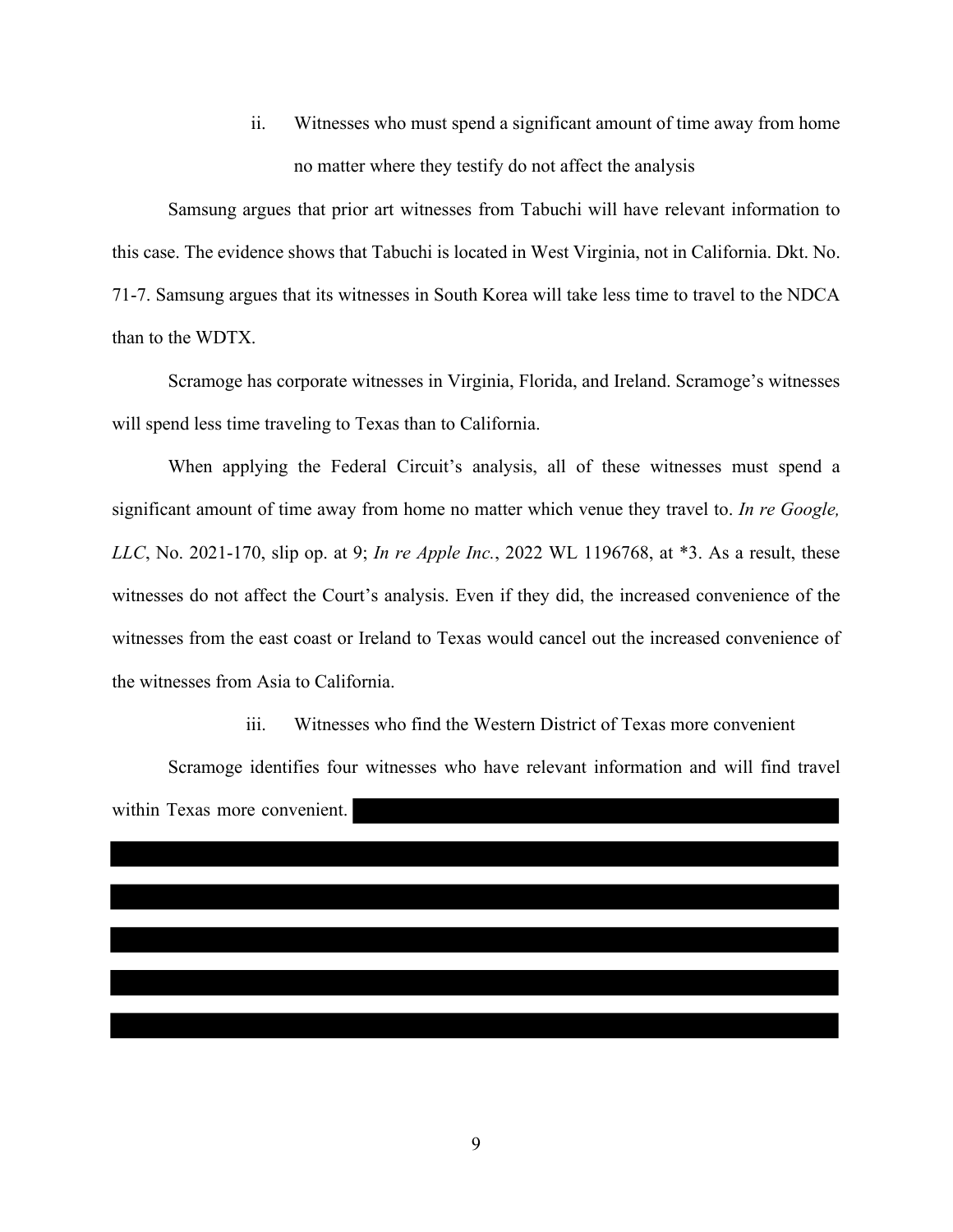ii. Witnesses who must spend a significant amount of time away from home no matter where they testify do not affect the analysis

Samsung argues that prior art witnesses from Tabuchi will have relevant information to this case. The evidence shows that Tabuchi is located in West Virginia, not in California. Dkt. No. 71-7. Samsung argues that its witnesses in South Korea will take less time to travel to the NDCA than to the WDTX.

Scramoge has corporate witnesses in Virginia, Florida, and Ireland. Scramoge's witnesses will spend less time traveling to Texas than to California.

When applying the Federal Circuit's analysis, all of these witnesses must spend a significant amount of time away from home no matter which venue they travel to. *In re Google, LLC*, No. 2021-170, slip op. at 9; *In re Apple Inc.*, 2022 WL 1196768, at *3. As a result, these witnesses do not affect the Court's analysis. Even if they did, the increased convenience of the witnesses from the east coast or Ireland to Texas would cancel out the increased convenience of the witnesses from Asia to California.

iii. Witnesses who find the Western District of Texas more convenient

Scramoge identifies four witnesses who have relevant information and will find travel within Texas more convenient.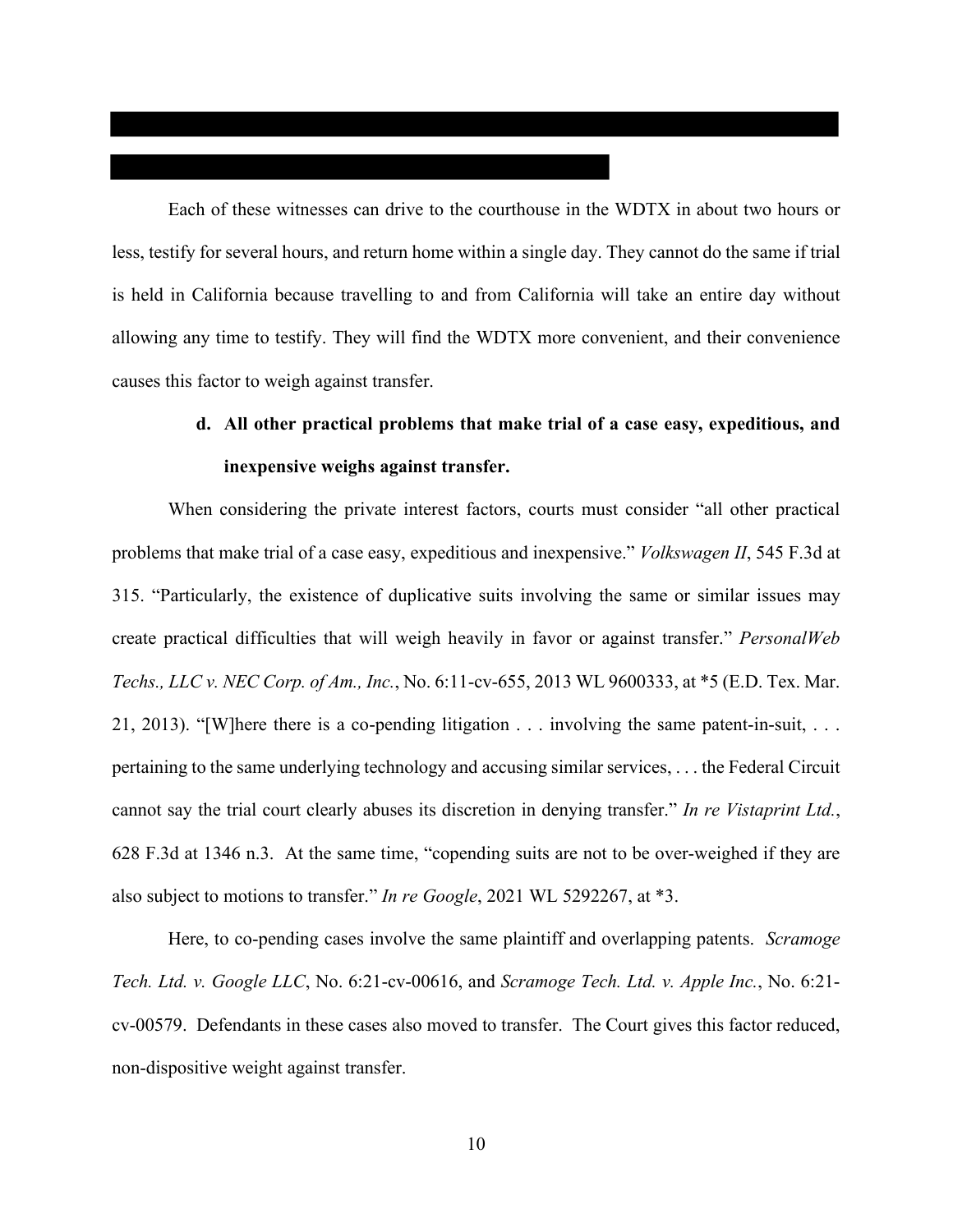Each of these witnesses can drive to the courthouse in the WDTX in about two hours or less, testify for several hours, and return home within a single day. They cannot do the same if trial is held in California because travelling to and from California will take an entire day without allowing any time to testify. They will find the WDTX more convenient, and their convenience causes this factor to weigh against transfer.

**d. All other practical problems that make trial of a case easy, expeditious, and inexpensive weighs against transfer.**

When considering the private interest factors, courts must consider "all other practical problems that make trial of a case easy, expeditious and inexpensive." *Volkswagen II*, 545 F.3d at 315. "Particularly, the existence of duplicative suits involving the same or similar issues may create practical difficulties that will weigh heavily in favor or against transfer." *PersonalWeb Techs., LLC v. NEC Corp. of Am., Inc.*, No. 6:11-cv-655, 2013 WL 9600333, at *5 (E.D. Tex. Mar. 21, 2013). "[W]here there is a co-pending litigation . . . involving the same patent-in-suit, . . . pertaining to the same underlying technology and accusing similar services, . . . the Federal Circuit cannot say the trial court clearly abuses its discretion in denying transfer." *In re Vistaprint Ltd.*, 628 F.3d at 1346 n.3. At the same time, "copending suits are not to be over-weighed if they are also subject to motions to transfer." *In re Google*, 2021 WL 5292267, at *3.

Here, to co-pending cases involve the same plaintiff and overlapping patents. *Scramoge Tech. Ltd. v. Google LLC*, No. 6:21-cv-00616, and *Scramoge Tech. Ltd. v. Apple Inc.*, No. 6:21-cv-00579. Defendants in these cases also moved to transfer. The Court gives this factor reduced, non-dispositive weight against transfer.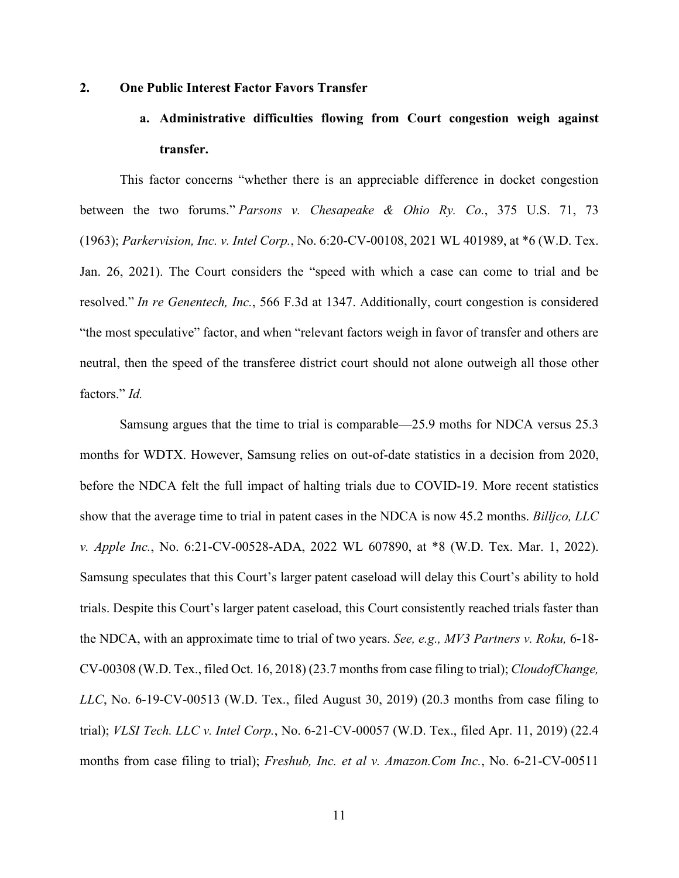## 2. One Public Interest Factor Favors Transfer

### a. Administrative difficulties flowing from Court congestion weigh against transfer.

This factor concerns "whether there is an appreciable difference in docket congestion between the two forums." *Parsons v. Chesapeake & Ohio Ry. Co.*, 375 U.S. 71, 73 (1963); *Parkervision, Inc. v. Intel Corp.*, No. 6:20-CV-00108, 2021 WL 401989, at *6 (W.D. Tex. Jan. 26, 2021). The Court considers the "speed with which a case can come to trial and be resolved." *In re Genentech, Inc.*, 566 F.3d at 1347. Additionally, court congestion is considered "the most speculative" factor, and when "relevant factors weigh in favor of transfer and others are neutral, then the speed of the transferee district court should not alone outweigh all those other factors." *Id.*

Samsung argues that the time to trial is comparable—25.9 moths for NDCA versus 25.3 months for WDTX. However, Samsung relies on out-of-date statistics in a decision from 2020, before the NDCA felt the full impact of halting trials due to COVID-19. More recent statistics show that the average time to trial in patent cases in the NDCA is now 45.2 months. *Billjco, LLC v. Apple Inc.*, No. 6:21-CV-00528-ADA, 2022 WL 607890, at *8 (W.D. Tex. Mar. 1, 2022). Samsung speculates that this Court's larger patent caseload will delay this Court's ability to hold trials. Despite this Court's larger patent caseload, this Court consistently reached trials faster than the NDCA, with an approximate time to trial of two years. *See, e.g., MV3 Partners v. Roku,* 6-18-CV-00308 (W.D. Tex., filed Oct. 16, 2018) (23.7 months from case filing to trial); *CloudofChange, LLC*, No. 6-19-CV-00513 (W.D. Tex., filed August 30, 2019) (20.3 months from case filing to trial); *VLSI Tech. LLC v. Intel Corp.*, No. 6-21-CV-00057 (W.D. Tex., filed Apr. 11, 2019) (22.4 months from case filing to trial); *Freshub, Inc. et al v. Amazon.Com Inc.*, No. 6-21-CV-00511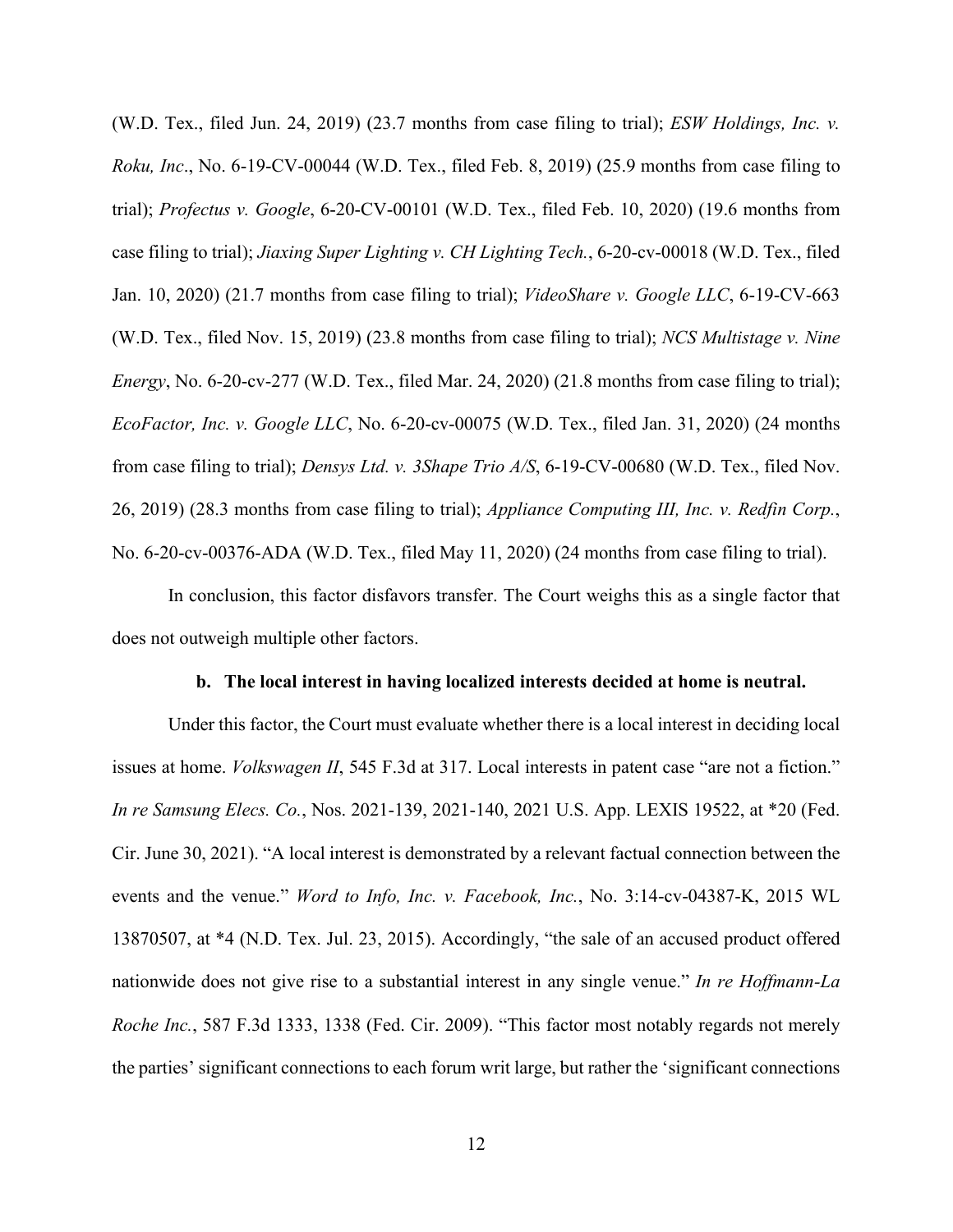(W.D. Tex., filed Jun. 24, 2019) (23.7 months from case filing to trial); *ESW Holdings, Inc. v. Roku, Inc*., No. 6-19-CV-00044 (W.D. Tex., filed Feb. 8, 2019) (25.9 months from case filing to trial); *Profectus v. Google*, 6-20-CV-00101 (W.D. Tex., filed Feb. 10, 2020) (19.6 months from case filing to trial); *Jiaxing Super Lighting v. CH Lighting Tech.*, 6-20-cv-00018 (W.D. Tex., filed Jan. 10, 2020) (21.7 months from case filing to trial); *VideoShare v. Google LLC*, 6-19-CV-663 (W.D. Tex., filed Nov. 15, 2019) (23.8 months from case filing to trial); *NCS Multistage v. Nine Energy*, No. 6-20-cv-277 (W.D. Tex., filed Mar. 24, 2020) (21.8 months from case filing to trial); *EcoFactor, Inc. v. Google LLC*, No. 6-20-cv-00075 (W.D. Tex., filed Jan. 31, 2020) (24 months from case filing to trial); *Densys Ltd. v. 3Shape Trio A/S*, 6-19-CV-00680 (W.D. Tex., filed Nov. 26, 2019) (28.3 months from case filing to trial); *Appliance Computing III, Inc. v. Redfin Corp.*, No. 6-20-cv-00376-ADA (W.D. Tex., filed May 11, 2020) (24 months from case filing to trial).

In conclusion, this factor disfavors transfer. The Court weighs this as a single factor that does not outweigh multiple other factors.

**b. The local interest in having localized interests decided at home is neutral.**

Under this factor, the Court must evaluate whether there is a local interest in deciding local issues at home. *Volkswagen II*, 545 F.3d at 317. Local interests in patent case "are not a fiction." *In re Samsung Elecs. Co.*, Nos. 2021-139, 2021-140, 2021 U.S. App. LEXIS 19522, at *20 (Fed. Cir. June 30, 2021). "A local interest is demonstrated by a relevant factual connection between the events and the venue." *Word to Info, Inc. v. Facebook, Inc.*, No. 3:14-cv-04387-K, 2015 WL 13870507, at *4 (N.D. Tex. Jul. 23, 2015). Accordingly, "the sale of an accused product offered nationwide does not give rise to a substantial interest in any single venue." *In re Hoffmann-La Roche Inc.*, 587 F.3d 1333, 1338 (Fed. Cir. 2009). "This factor most notably regards not merely the parties' significant connections to each forum writ large, but rather the 'significant connections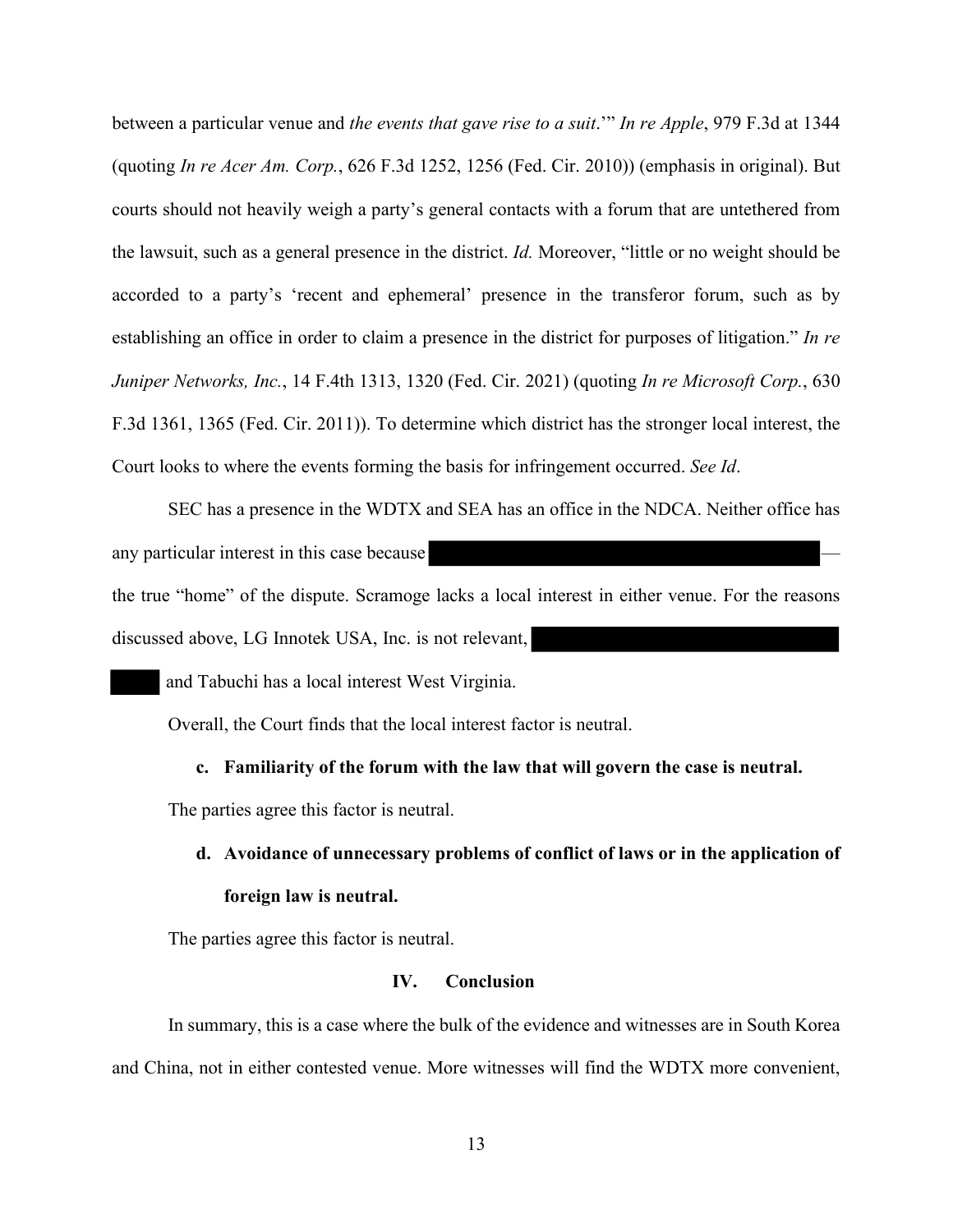between a particular venue and *the events that gave rise to a suit*.'" *In re Apple*, 979 F.3d at 1344 (quoting *In re Acer Am. Corp.*, 626 F.3d 1252, 1256 (Fed. Cir. 2010)) (emphasis in original). But courts should not heavily weigh a party's general contacts with a forum that are untethered from the lawsuit, such as a general presence in the district. *Id.* Moreover, "little or no weight should be accorded to a party's 'recent and ephemeral' presence in the transferor forum, such as by establishing an office in order to claim a presence in the district for purposes of litigation." *In re Juniper Networks, Inc.*, 14 F.4th 1313, 1320 (Fed. Cir. 2021) (quoting *In re Microsoft Corp.*, 630 F.3d 1361, 1365 (Fed. Cir. 2011)). To determine which district has the stronger local interest, the Court looks to where the events forming the basis for infringement occurred. *See Id*.

SEC has a presence in the WDTX and SEA has an office in the NDCA. Neither office has any particular interest in this case because [REDACTED]—the true "home" of the dispute. Scramoge lacks a local interest in either venue. For the reasons discussed above, LG Innotek USA, Inc. is not relevant, [REDACTED] and Tabuchi has a local interest West Virginia.

Overall, the Court finds that the local interest factor is neutral.

**c. Familiarity of the forum with the law that will govern the case is neutral.**

The parties agree this factor is neutral.

**d. Avoidance of unnecessary problems of conflict of laws or in the application of foreign law is neutral.**

The parties agree this factor is neutral.

## IV. Conclusion

In summary, this is a case where the bulk of the evidence and witnesses are in South Korea and China, not in either contested venue. More witnesses will find the WDTX more convenient,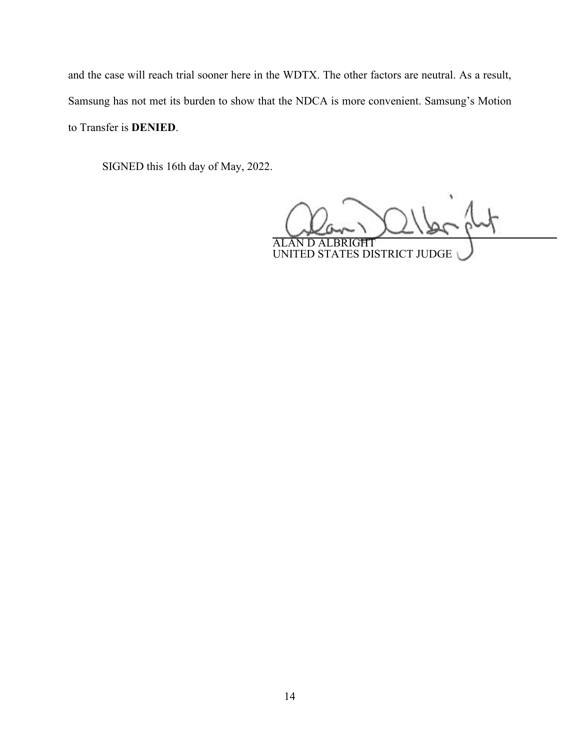and the case will reach trial sooner here in the WDTX. The other factors are neutral. As a result, Samsung has not met its burden to show that the NDCA is more convenient. Samsung's Motion to Transfer is **DENIED**.

SIGNED this 16th day of May, 2022.

ALAN D ALBRIGHT
UNITED STATES DISTRICT JUDGE